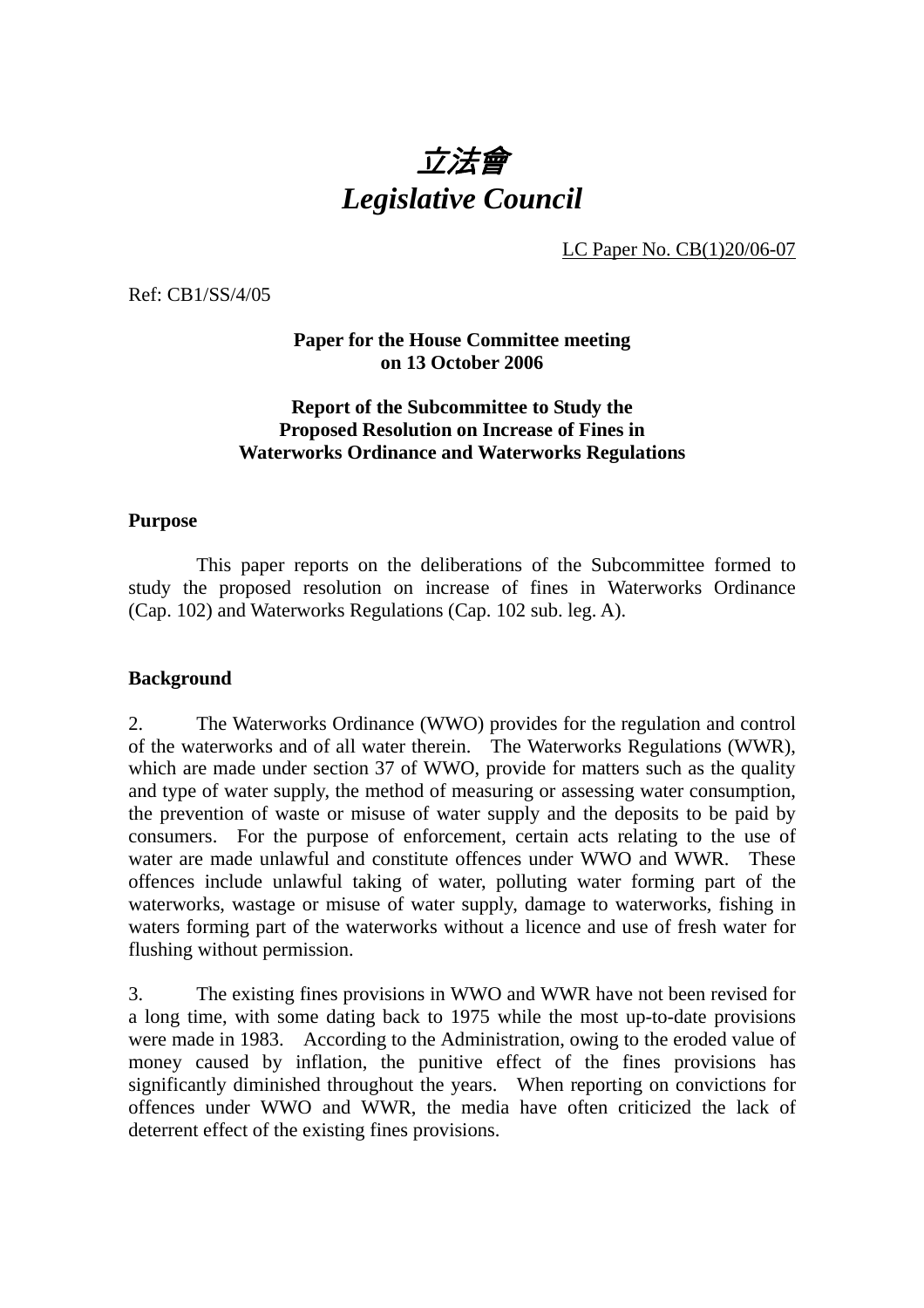# *立法會*
# *Legislative Council*

LC Paper No. CB(1)20/06-07

Ref: CB1/SS/4/05

**Paper for the House Committee meeting on 13 October 2006**

**Report of the Subcommittee to Study the Proposed Resolution on Increase of Fines in Waterworks Ordinance and Waterworks Regulations**

## Purpose

This paper reports on the deliberations of the Subcommittee formed to study the proposed resolution on increase of fines in Waterworks Ordinance (Cap. 102) and Waterworks Regulations (Cap. 102 sub. leg. A).

## Background

2. The Waterworks Ordinance (WWO) provides for the regulation and control of the waterworks and of all water therein. The Waterworks Regulations (WWR), which are made under section 37 of WWO, provide for matters such as the quality and type of water supply, the method of measuring or assessing water consumption, the prevention of waste or misuse of water supply and the deposits to be paid by consumers. For the purpose of enforcement, certain acts relating to the use of water are made unlawful and constitute offences under WWO and WWR. These offences include unlawful taking of water, polluting water forming part of the waterworks, wastage or misuse of water supply, damage to waterworks, fishing in waters forming part of the waterworks without a licence and use of fresh water for flushing without permission.

3. The existing fines provisions in WWO and WWR have not been revised for a long time, with some dating back to 1975 while the most up-to-date provisions were made in 1983. According to the Administration, owing to the eroded value of money caused by inflation, the punitive effect of the fines provisions has significantly diminished throughout the years. When reporting on convictions for offences under WWO and WWR, the media have often criticized the lack of deterrent effect of the existing fines provisions.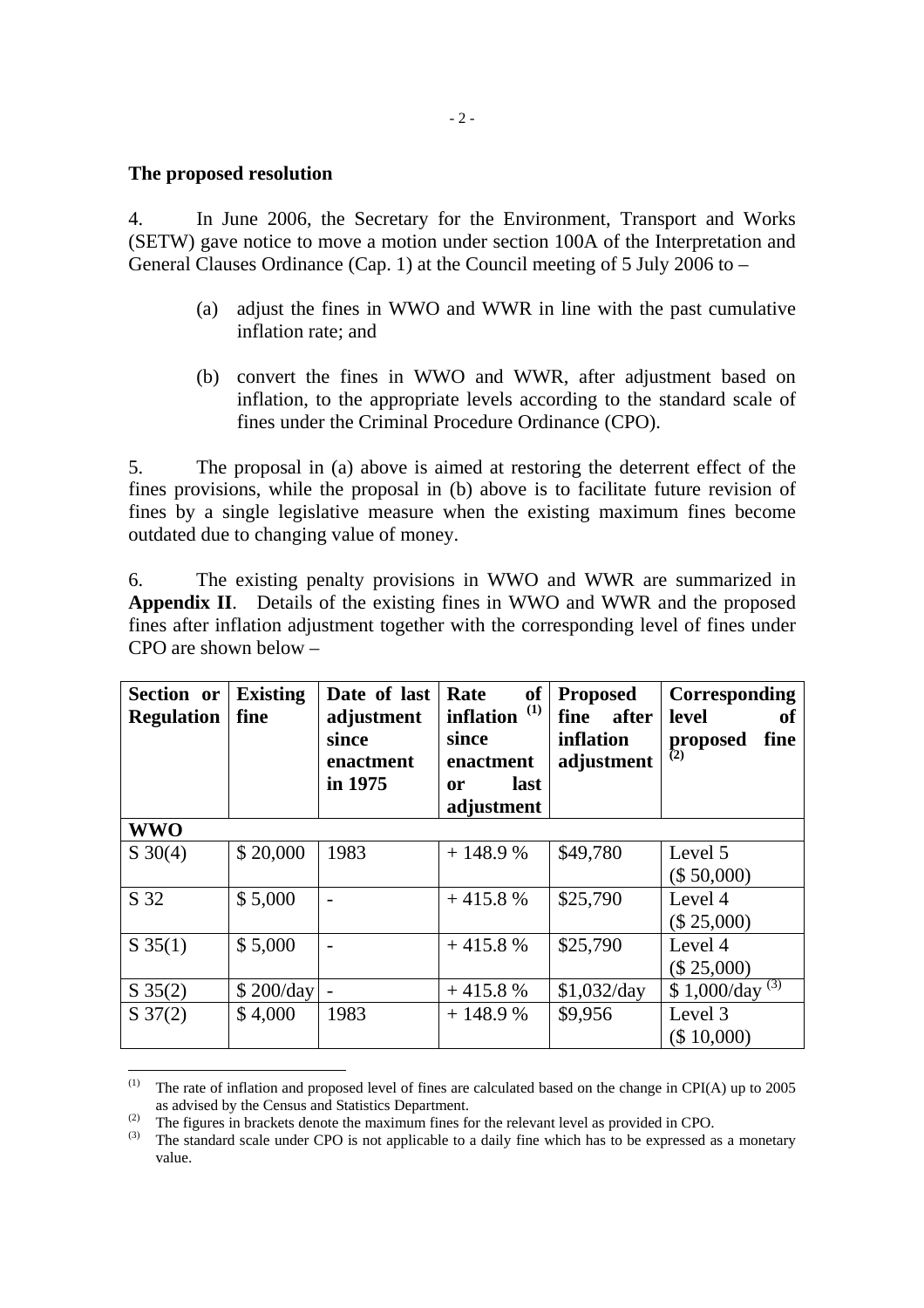**The proposed resolution**

4. In June 2006, the Secretary for the Environment, Transport and Works (SETW) gave notice to move a motion under section 100A of the Interpretation and General Clauses Ordinance (Cap. 1) at the Council meeting of 5 July 2006 to –

(a) adjust the fines in WWO and WWR in line with the past cumulative inflation rate; and

(b) convert the fines in WWO and WWR, after adjustment based on inflation, to the appropriate levels according to the standard scale of fines under the Criminal Procedure Ordinance (CPO).

5. The proposal in (a) above is aimed at restoring the deterrent effect of the fines provisions, while the proposal in (b) above is to facilitate future revision of fines by a single legislative measure when the existing maximum fines become outdated due to changing value of money.

6. The existing penalty provisions in WWO and WWR are summarized in **Appendix II**. Details of the existing fines in WWO and WWR and the proposed fines after inflation adjustment together with the corresponding level of fines under CPO are shown below –

| Section or Regulation | Existing fine | Date of last adjustment since enactment in 1975 | Rate of inflation [(1)] since enactment or last adjustment | Proposed fine after inflation adjustment | Corresponding level of proposed fine [(2)] |
|---|---|---|---|---|---|
| **WWO** | | | | | |
| S 30(4) | \$ 20,000 | 1983 | + 148.9 % | \$49,780 | Level 5 (\$ 50,000) |
| S 32 | \$ 5,000 | - | + 415.8 % | \$25,790 | Level 4 (\$ 25,000) |
| S 35(1) | \$ 5,000 | - | + 415.8 % | \$25,790 | Level 4 (\$ 25,000) |
| S 35(2) | \$ 200/day | - | + 415.8 % | \$1,032/day | \$ 1,000/day [(3)] |
| S 37(2) | \$ 4,000 | 1983 | + 148.9 % | \$9,956 | Level 3 (\$ 10,000) |

[(1)] The rate of inflation and proposed level of fines are calculated based on the change in CPI(A) up to 2005 as advised by the Census and Statistics Department.

[(2)] The figures in brackets denote the maximum fines for the relevant level as provided in CPO.

[(3)] The standard scale under CPO is not applicable to a daily fine which has to be expressed as a monetary value.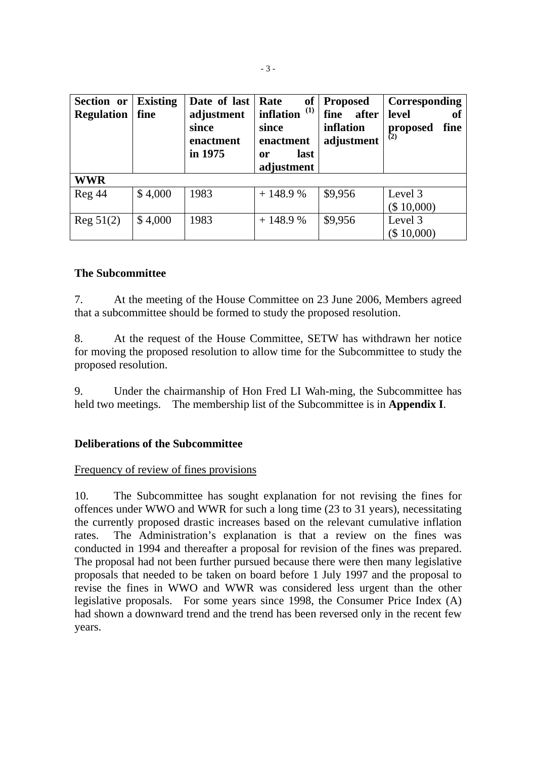| Section or Regulation | Existing fine | Date of last adjustment since enactment in 1975 | Rate of inflation [1] since enactment or last adjustment | Proposed fine after inflation adjustment | Corresponding level of proposed fine [2] |
|---|---|---|---|---|---|
| **WWR** | | | | | |
| Reg 44 | $ 4,000 | 1983 | + 148.9 % | $9,956 | Level 3 ($ 10,000) |
| Reg 51(2) | $ 4,000 | 1983 | + 148.9 % | $9,956 | Level 3 ($ 10,000) |

## The Subcommittee

7. At the meeting of the House Committee on 23 June 2006, Members agreed that a subcommittee should be formed to study the proposed resolution.

8. At the request of the House Committee, SETW has withdrawn her notice for moving the proposed resolution to allow time for the Subcommittee to study the proposed resolution.

9. Under the chairmanship of Hon Fred LI Wah-ming, the Subcommittee has held two meetings. The membership list of the Subcommittee is in **Appendix I**.

## Deliberations of the Subcommittee

Frequency of review of fines provisions

10. The Subcommittee has sought explanation for not revising the fines for offences under WWO and WWR for such a long time (23 to 31 years), necessitating the currently proposed drastic increases based on the relevant cumulative inflation rates. The Administration's explanation is that a review on the fines was conducted in 1994 and thereafter a proposal for revision of the fines was prepared. The proposal had not been further pursued because there were then many legislative proposals that needed to be taken on board before 1 July 1997 and the proposal to revise the fines in WWO and WWR was considered less urgent than the other legislative proposals. For some years since 1998, the Consumer Price Index (A) had shown a downward trend and the trend has been reversed only in the recent few years.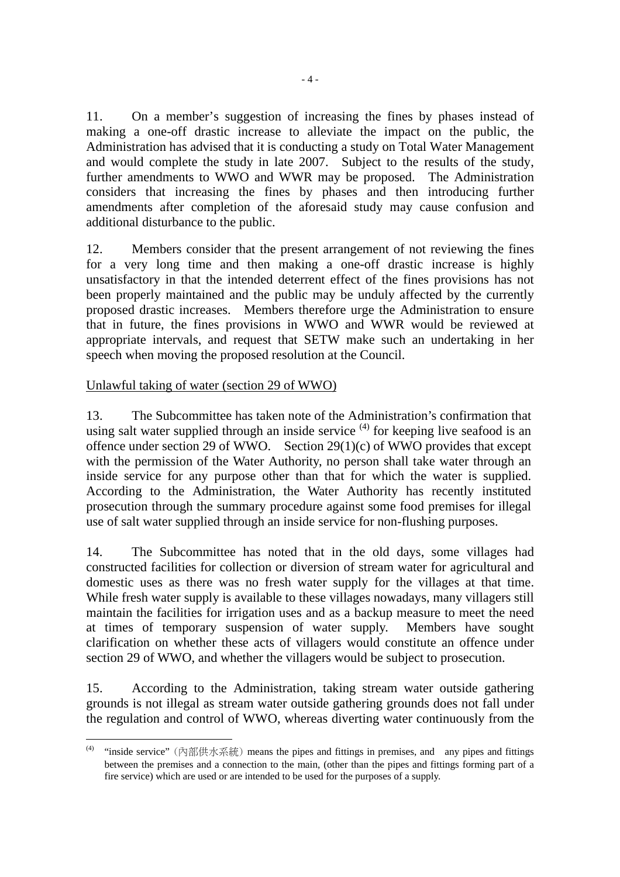11. On a member's suggestion of increasing the fines by phases instead of making a one-off drastic increase to alleviate the impact on the public, the Administration has advised that it is conducting a study on Total Water Management and would complete the study in late 2007. Subject to the results of the study, further amendments to WWO and WWR may be proposed. The Administration considers that increasing the fines by phases and then introducing further amendments after completion of the aforesaid study may cause confusion and additional disturbance to the public.

12. Members consider that the present arrangement of not reviewing the fines for a very long time and then making a one-off drastic increase is highly unsatisfactory in that the intended deterrent effect of the fines provisions has not been properly maintained and the public may be unduly affected by the currently proposed drastic increases. Members therefore urge the Administration to ensure that in future, the fines provisions in WWO and WWR would be reviewed at appropriate intervals, and request that SETW make such an undertaking in her speech when moving the proposed resolution at the Council.

Unlawful taking of water (section 29 of WWO)

13. The Subcommittee has taken note of the Administration's confirmation that using salt water supplied through an inside service [(4)] for keeping live seafood is an offence under section 29 of WWO. Section 29(1)(c) of WWO provides that except with the permission of the Water Authority, no person shall take water through an inside service for any purpose other than that for which the water is supplied. According to the Administration, the Water Authority has recently instituted prosecution through the summary procedure against some food premises for illegal use of salt water supplied through an inside service for non-flushing purposes.

14. The Subcommittee has noted that in the old days, some villages had constructed facilities for collection or diversion of stream water for agricultural and domestic uses as there was no fresh water supply for the villages at that time. While fresh water supply is available to these villages nowadays, many villagers still maintain the facilities for irrigation uses and as a backup measure to meet the need at times of temporary suspension of water supply. Members have sought clarification on whether these acts of villagers would constitute an offence under section 29 of WWO, and whether the villagers would be subject to prosecution.

15. According to the Administration, taking stream water outside gathering grounds is not illegal as stream water outside gathering grounds does not fall under the regulation and control of WWO, whereas diverting water continuously from the

---

(4) "inside service"（內部供水系統）means the pipes and fittings in premises, and any pipes and fittings between the premises and a connection to the main, (other than the pipes and fittings forming part of a fire service) which are used or are intended to be used for the purposes of a supply.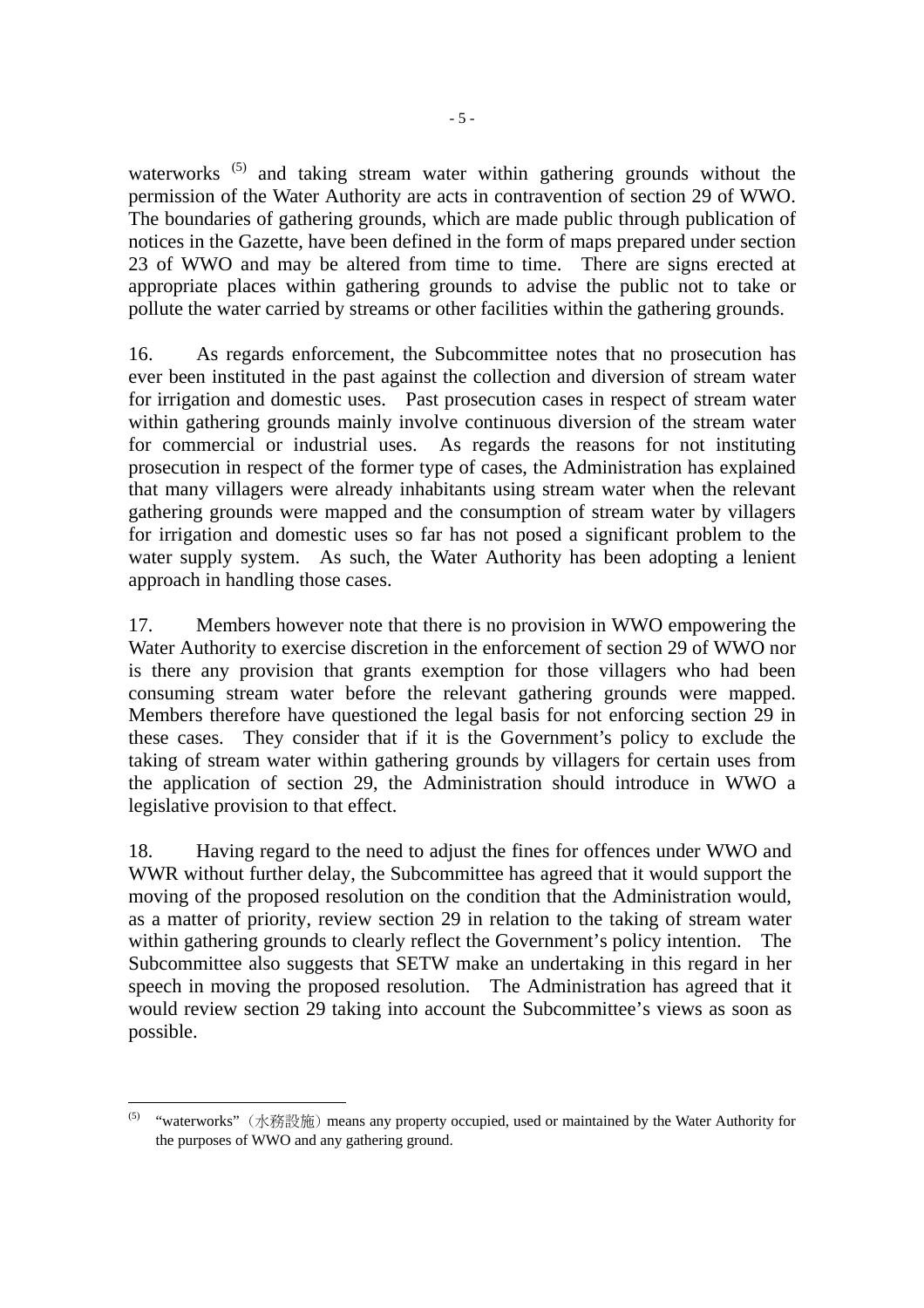waterworks [5] and taking stream water within gathering grounds without the permission of the Water Authority are acts in contravention of section 29 of WWO. The boundaries of gathering grounds, which are made public through publication of notices in the Gazette, have been defined in the form of maps prepared under section 23 of WWO and may be altered from time to time. There are signs erected at appropriate places within gathering grounds to advise the public not to take or pollute the water carried by streams or other facilities within the gathering grounds.

16. As regards enforcement, the Subcommittee notes that no prosecution has ever been instituted in the past against the collection and diversion of stream water for irrigation and domestic uses. Past prosecution cases in respect of stream water within gathering grounds mainly involve continuous diversion of the stream water for commercial or industrial uses. As regards the reasons for not instituting prosecution in respect of the former type of cases, the Administration has explained that many villagers were already inhabitants using stream water when the relevant gathering grounds were mapped and the consumption of stream water by villagers for irrigation and domestic uses so far has not posed a significant problem to the water supply system. As such, the Water Authority has been adopting a lenient approach in handling those cases.

17. Members however note that there is no provision in WWO empowering the Water Authority to exercise discretion in the enforcement of section 29 of WWO nor is there any provision that grants exemption for those villagers who had been consuming stream water before the relevant gathering grounds were mapped. Members therefore have questioned the legal basis for not enforcing section 29 in these cases. They consider that if it is the Government's policy to exclude the taking of stream water within gathering grounds by villagers for certain uses from the application of section 29, the Administration should introduce in WWO a legislative provision to that effect.

18. Having regard to the need to adjust the fines for offences under WWO and WWR without further delay, the Subcommittee has agreed that it would support the moving of the proposed resolution on the condition that the Administration would, as a matter of priority, review section 29 in relation to the taking of stream water within gathering grounds to clearly reflect the Government's policy intention. The Subcommittee also suggests that SETW make an undertaking in this regard in her speech in moving the proposed resolution. The Administration has agreed that it would review section 29 taking into account the Subcommittee's views as soon as possible.

---

[5] "waterworks"（水務設施）means any property occupied, used or maintained by the Water Authority for the purposes of WWO and any gathering ground.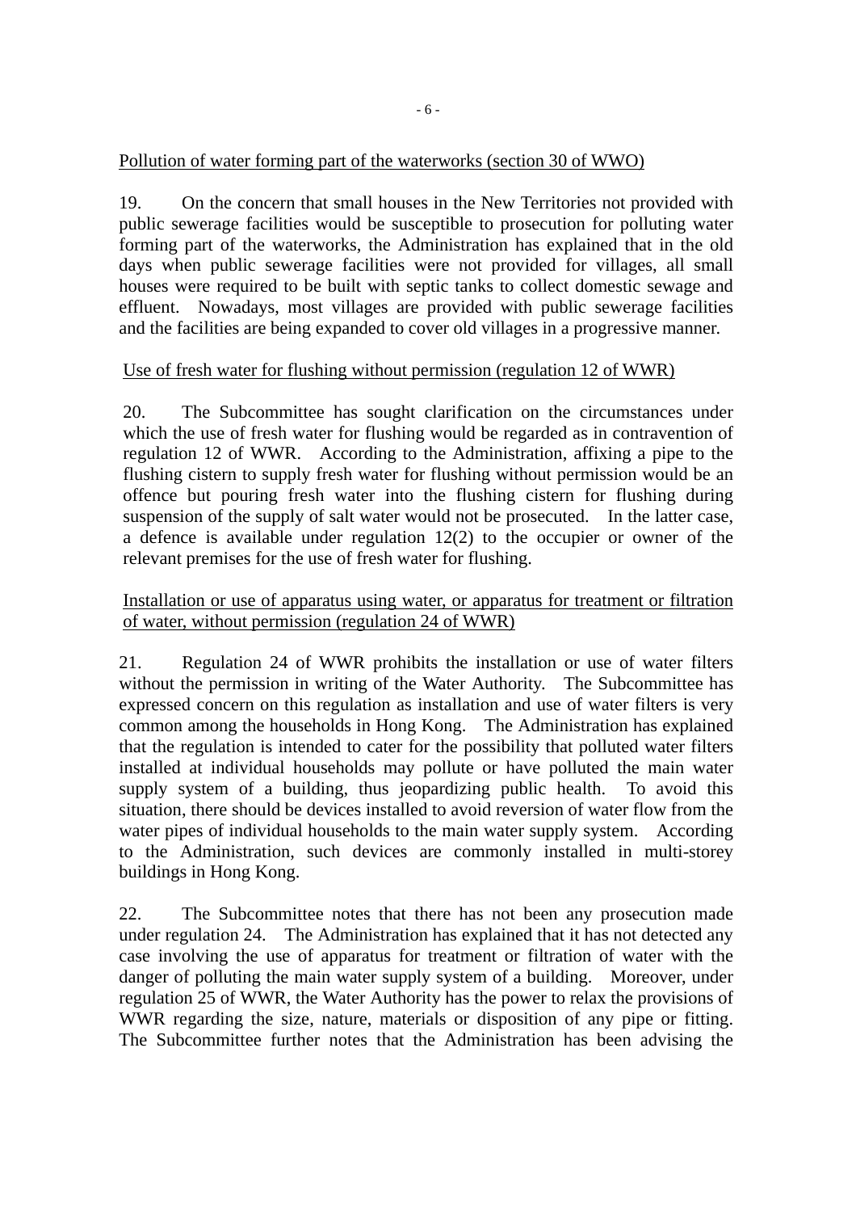Pollution of water forming part of the waterworks (section 30 of WWO)

19. On the concern that small houses in the New Territories not provided with public sewerage facilities would be susceptible to prosecution for polluting water forming part of the waterworks, the Administration has explained that in the old days when public sewerage facilities were not provided for villages, all small houses were required to be built with septic tanks to collect domestic sewage and effluent. Nowadays, most villages are provided with public sewerage facilities and the facilities are being expanded to cover old villages in a progressive manner.

Use of fresh water for flushing without permission (regulation 12 of WWR)

20. The Subcommittee has sought clarification on the circumstances under which the use of fresh water for flushing would be regarded as in contravention of regulation 12 of WWR. According to the Administration, affixing a pipe to the flushing cistern to supply fresh water for flushing without permission would be an offence but pouring fresh water into the flushing cistern for flushing during suspension of the supply of salt water would not be prosecuted. In the latter case, a defence is available under regulation 12(2) to the occupier or owner of the relevant premises for the use of fresh water for flushing.

Installation or use of apparatus using water, or apparatus for treatment or filtration of water, without permission (regulation 24 of WWR)

21. Regulation 24 of WWR prohibits the installation or use of water filters without the permission in writing of the Water Authority. The Subcommittee has expressed concern on this regulation as installation and use of water filters is very common among the households in Hong Kong. The Administration has explained that the regulation is intended to cater for the possibility that polluted water filters installed at individual households may pollute or have polluted the main water supply system of a building, thus jeopardizing public health. To avoid this situation, there should be devices installed to avoid reversion of water flow from the water pipes of individual households to the main water supply system. According to the Administration, such devices are commonly installed in multi-storey buildings in Hong Kong.

22. The Subcommittee notes that there has not been any prosecution made under regulation 24. The Administration has explained that it has not detected any case involving the use of apparatus for treatment or filtration of water with the danger of polluting the main water supply system of a building. Moreover, under regulation 25 of WWR, the Water Authority has the power to relax the provisions of WWR regarding the size, nature, materials or disposition of any pipe or fitting. The Subcommittee further notes that the Administration has been advising the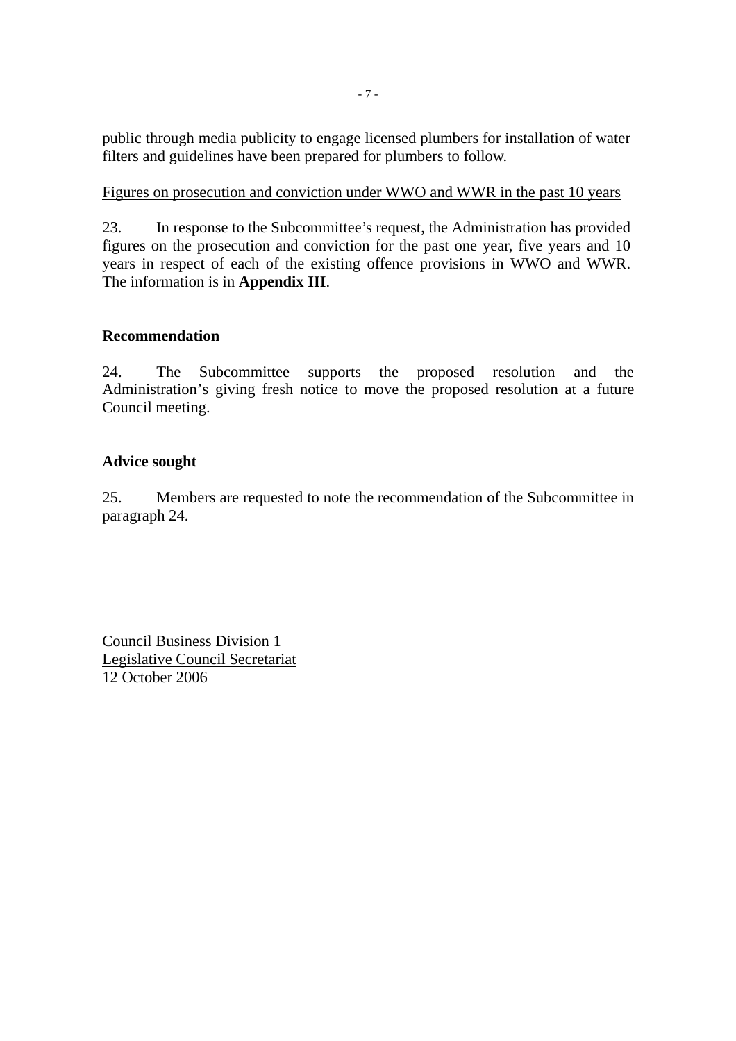public through media publicity to engage licensed plumbers for installation of water filters and guidelines have been prepared for plumbers to follow.

Figures on prosecution and conviction under WWO and WWR in the past 10 years

23. In response to the Subcommittee's request, the Administration has provided figures on the prosecution and conviction for the past one year, five years and 10 years in respect of each of the existing offence provisions in WWO and WWR. The information is in **Appendix III**.

**Recommendation**

24. The Subcommittee supports the proposed resolution and the Administration's giving fresh notice to move the proposed resolution at a future Council meeting.

**Advice sought**

25. Members are requested to note the recommendation of the Subcommittee in paragraph 24.

Council Business Division 1
Legislative Council Secretariat
12 October 2006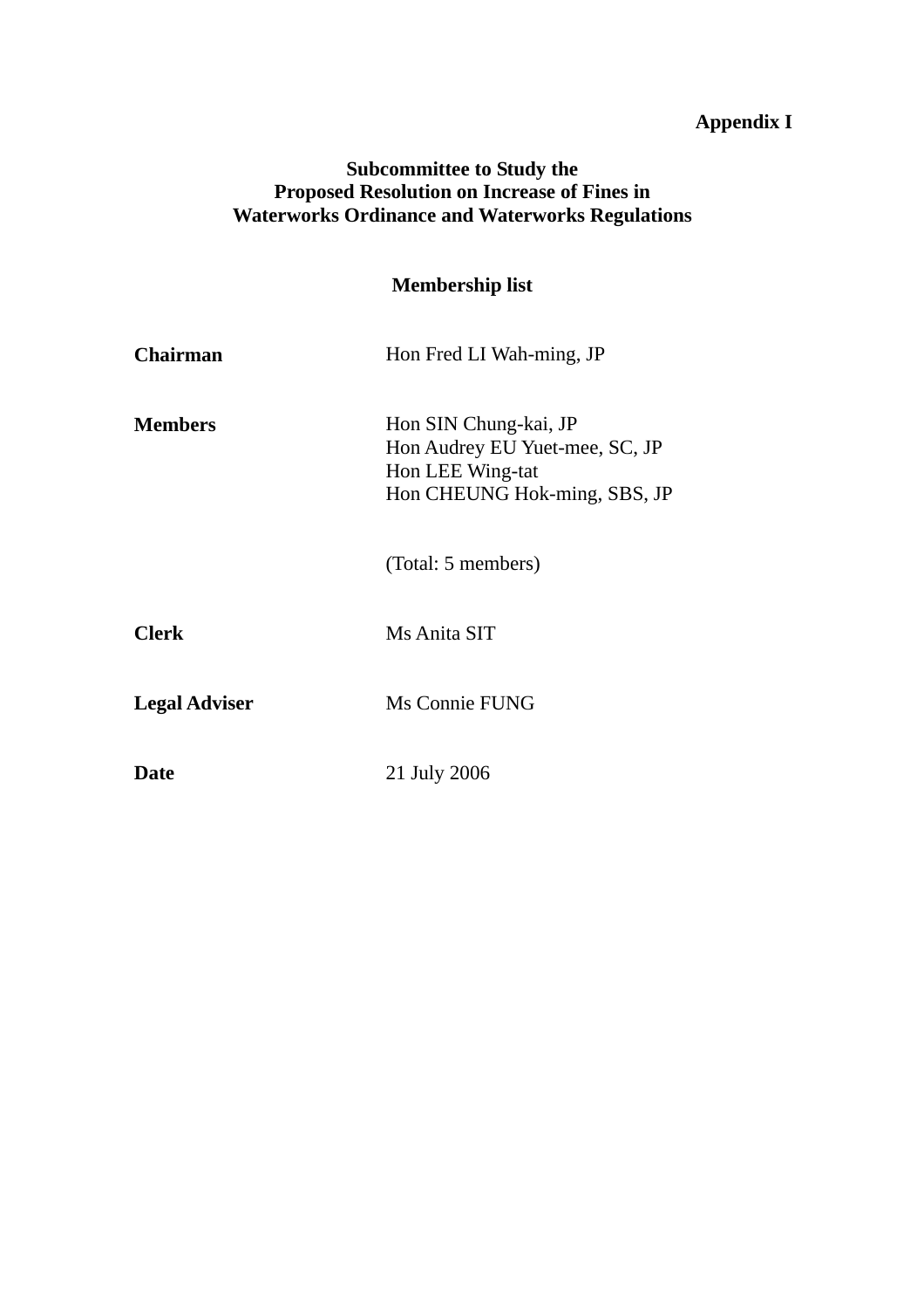**Appendix I**

# Subcommittee to Study the Proposed Resolution on Increase of Fines in Waterworks Ordinance and Waterworks Regulations

## Membership list

| | |
|---|---|
| **Chairman** | Hon Fred LI Wah-ming, JP |
| **Members** | Hon SIN Chung-kai, JP<br>Hon Audrey EU Yuet-mee, SC, JP<br>Hon LEE Wing-tat<br>Hon CHEUNG Hok-ming, SBS, JP |
| | (Total: 5 members) |
| **Clerk** | Ms Anita SIT |
| **Legal Adviser** | Ms Connie FUNG |
| **Date** | 21 July 2006 |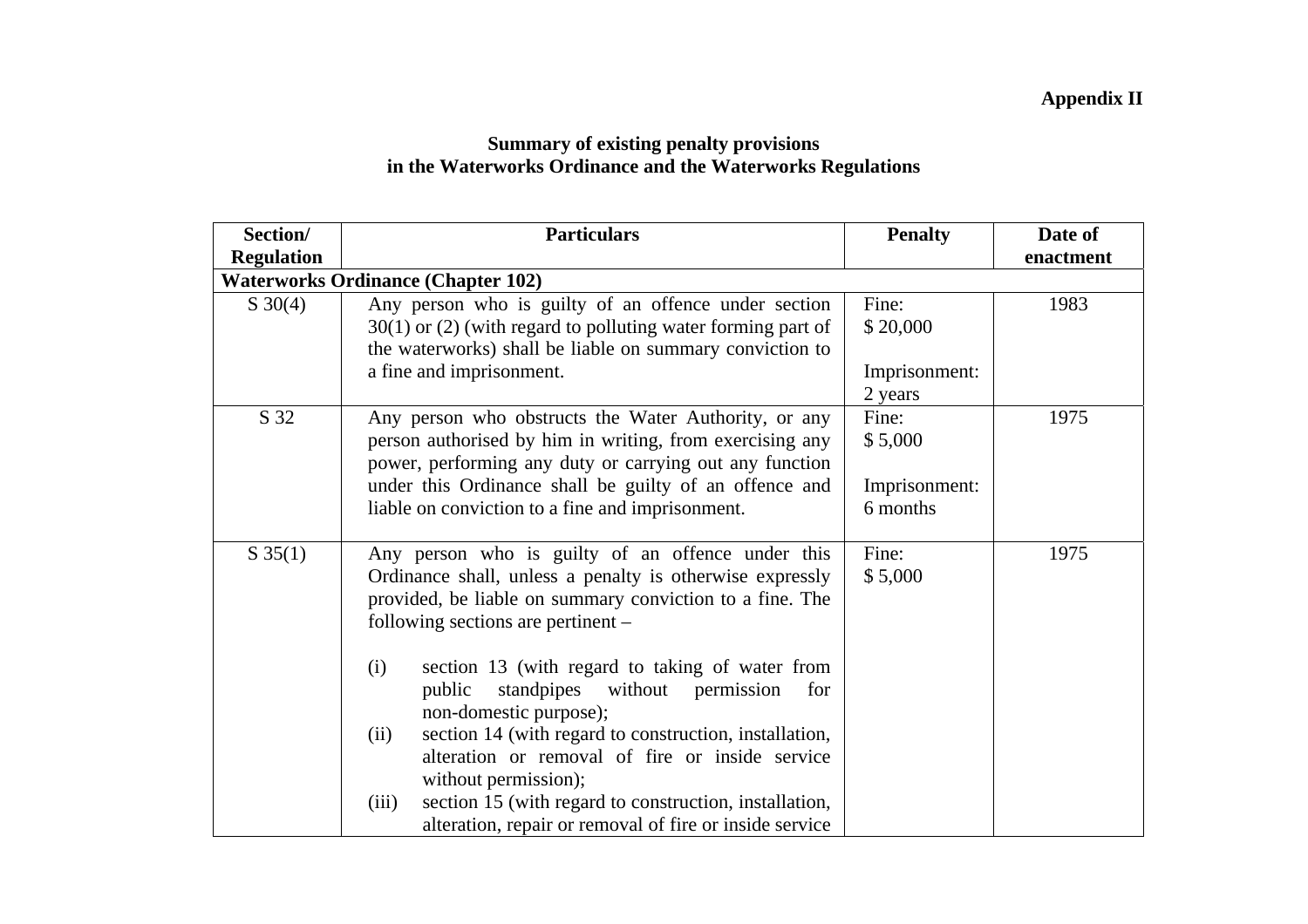**Appendix II**

**Summary of existing penalty provisions in the Waterworks Ordinance and the Waterworks Regulations**

| Section/ Regulation | Particulars | Penalty | Date of enactment |
|---|---|---|---|
| **Waterworks Ordinance (Chapter 102)** | | | |
| S 30(4) | Any person who is guilty of an offence under section 30(1) or (2) (with regard to polluting water forming part of the waterworks) shall be liable on summary conviction to a fine and imprisonment. | Fine: $ 20,000<br><br>Imprisonment: 2 years | 1983 |
| S 32 | Any person who obstructs the Water Authority, or any person authorised by him in writing, from exercising any power, performing any duty or carrying out any function under this Ordinance shall be guilty of an offence and liable on conviction to a fine and imprisonment. | Fine: $ 5,000<br><br>Imprisonment: 6 months | 1975 |
| S 35(1) | Any person who is guilty of an offence under this Ordinance shall, unless a penalty is otherwise expressly provided, be liable on summary conviction to a fine. The following sections are pertinent –<br><br>(i) section 13 (with regard to taking of water from public standpipes without permission for non-domestic purpose);<br>(ii) section 14 (with regard to construction, installation, alteration or removal of fire or inside service without permission);<br>(iii) section 15 (with regard to construction, installation, alteration, repair or removal of fire or inside service | Fine: $ 5,000 | 1975 |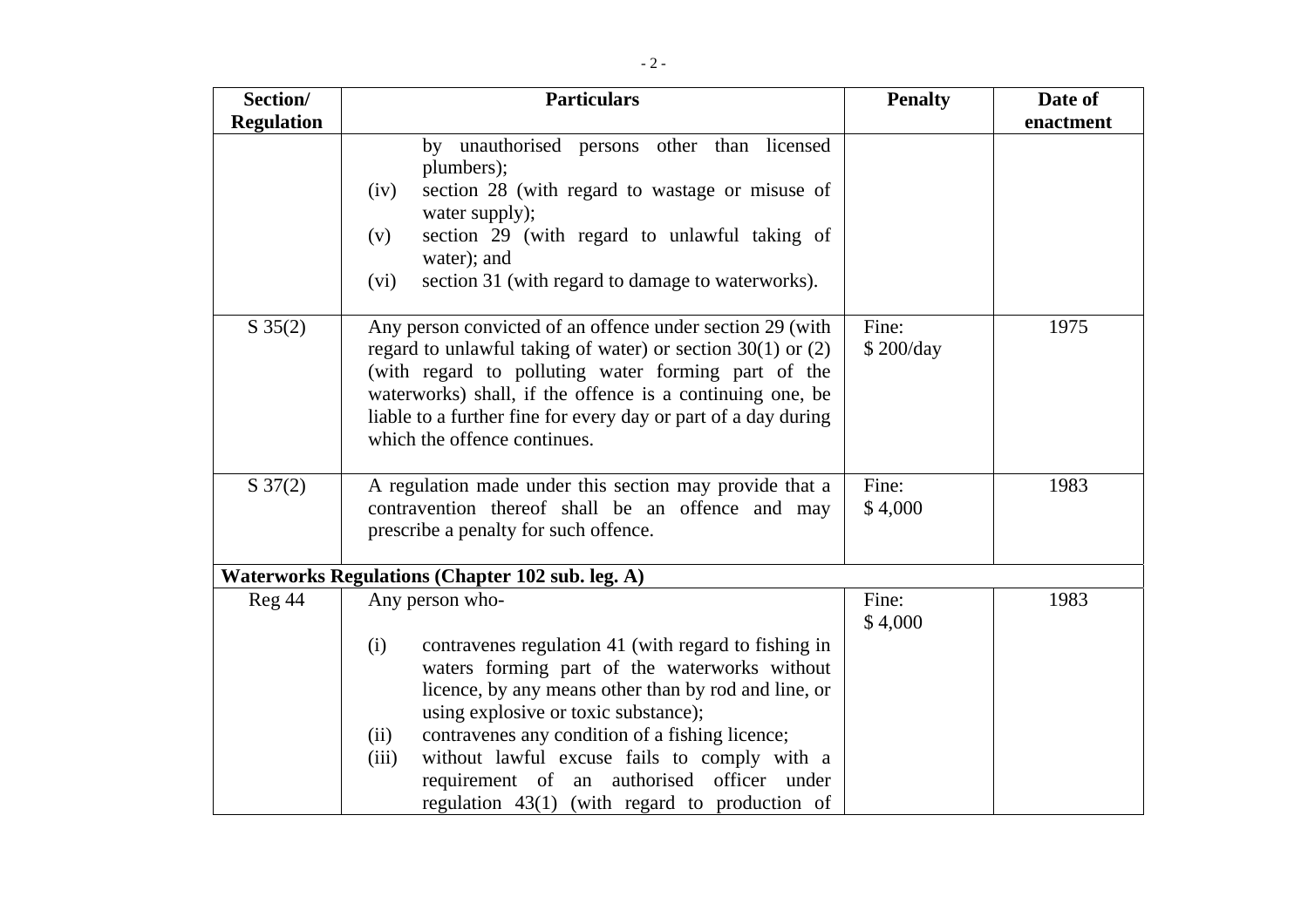| Section/ Regulation | Particulars | Penalty | Date of enactment |
|---|---|---|---|
| | by unauthorised persons other than licensed plumbers);<br>(iv) section 28 (with regard to wastage or misuse of water supply);<br>(v) section 29 (with regard to unlawful taking of water); and<br>(vi) section 31 (with regard to damage to waterworks). | | |
| S 35(2) | Any person convicted of an offence under section 29 (with regard to unlawful taking of water) or section 30(1) or (2) (with regard to polluting water forming part of the waterworks) shall, if the offence is a continuing one, be liable to a further fine for every day or part of a day during which the offence continues. | Fine: $ 200/day | 1975 |
| S 37(2) | A regulation made under this section may provide that a contravention thereof shall be an offence and may prescribe a penalty for such offence. | Fine: $ 4,000 | 1983 |
| **Waterworks Regulations (Chapter 102 sub. leg. A)** | | | |
| Reg 44 | Any person who-<br>(i) contravenes regulation 41 (with regard to fishing in waters forming part of the waterworks without licence, by any means other than by rod and line, or using explosive or toxic substance);<br>(ii) contravenes any condition of a fishing licence;<br>(iii) without lawful excuse fails to comply with a requirement of an authorised officer under regulation 43(1) (with regard to production of | Fine: $ 4,000 | 1983 |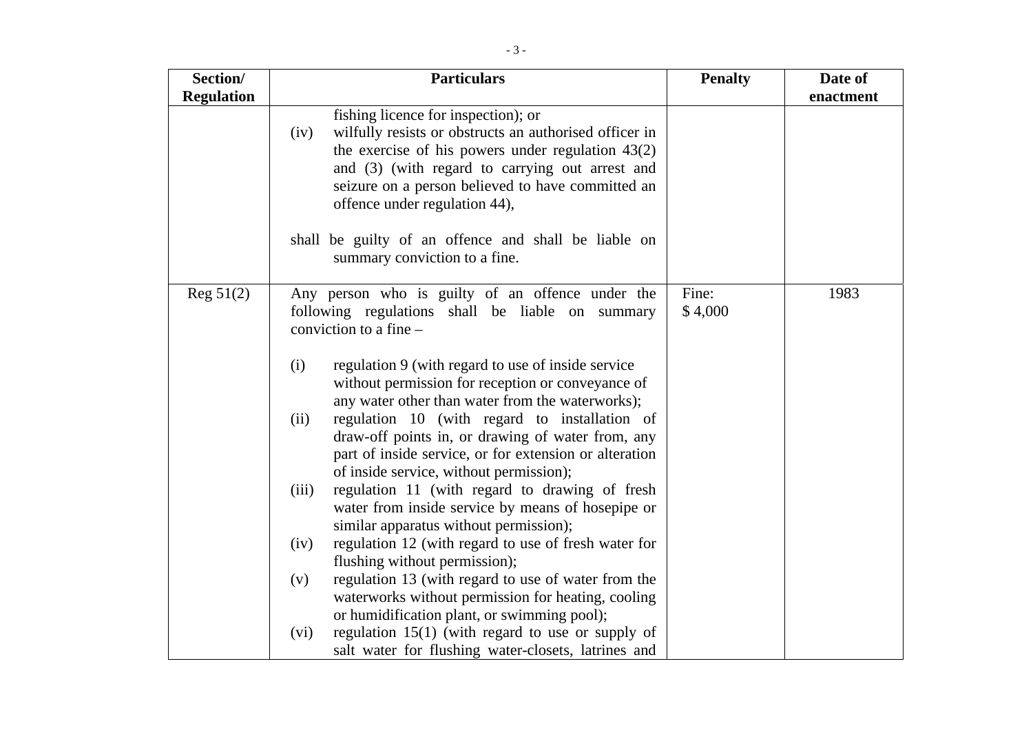| Section/ Regulation | Particulars | Penalty | Date of enactment |
|---|---|---|---|
| | fishing licence for inspection); or<br>(iv) wilfully resists or obstructs an authorised officer in the exercise of his powers under regulation 43(2) and (3) (with regard to carrying out arrest and seizure on a person believed to have committed an offence under regulation 44),<br><br>shall be guilty of an offence and shall be liable on summary conviction to a fine. | | |
| Reg 51(2) | Any person who is guilty of an offence under the following regulations shall be liable on summary conviction to a fine –<br><br>(i) regulation 9 (with regard to use of inside service without permission for reception or conveyance of any water other than water from the waterworks);<br>(ii) regulation 10 (with regard to installation of draw-off points in, or drawing of water from, any part of inside service, or for extension or alteration of inside service, without permission);<br>(iii) regulation 11 (with regard to drawing of fresh water from inside service by means of hosepipe or similar apparatus without permission);<br>(iv) regulation 12 (with regard to use of fresh water for flushing without permission);<br>(v) regulation 13 (with regard to use of water from the waterworks without permission for heating, cooling or humidification plant, or swimming pool);<br>(vi) regulation 15(1) (with regard to use or supply of salt water for flushing water-closets, latrines and | Fine: $ 4,000 | 1983 |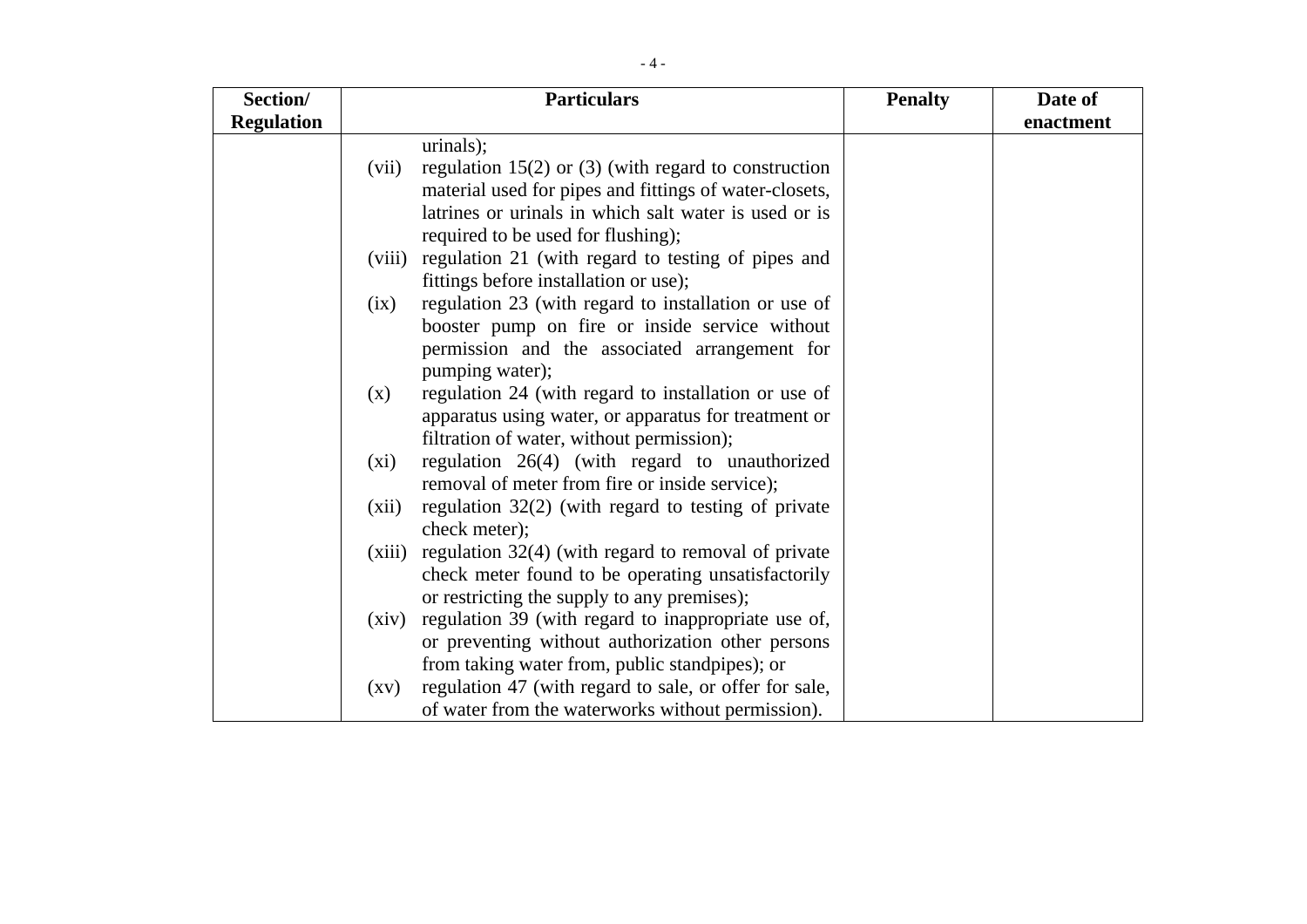| Section/ Regulation | Particulars | Penalty | Date of enactment |
|---|---|---|---|
| | urinals);<br>(vii) regulation 15(2) or (3) (with regard to construction material used for pipes and fittings of water-closets, latrines or urinals in which salt water is used or is required to be used for flushing);<br>(viii) regulation 21 (with regard to testing of pipes and fittings before installation or use);<br>(ix) regulation 23 (with regard to installation or use of booster pump on fire or inside service without permission and the associated arrangement for pumping water);<br>(x) regulation 24 (with regard to installation or use of apparatus using water, or apparatus for treatment or filtration of water, without permission);<br>(xi) regulation 26(4) (with regard to unauthorized removal of meter from fire or inside service);<br>(xii) regulation 32(2) (with regard to testing of private check meter);<br>(xiii) regulation 32(4) (with regard to removal of private check meter found to be operating unsatisfactorily or restricting the supply to any premises);<br>(xiv) regulation 39 (with regard to inappropriate use of, or preventing without authorization other persons from taking water from, public standpipes); or<br>(xv) regulation 47 (with regard to sale, or offer for sale, of water from the waterworks without permission). | | |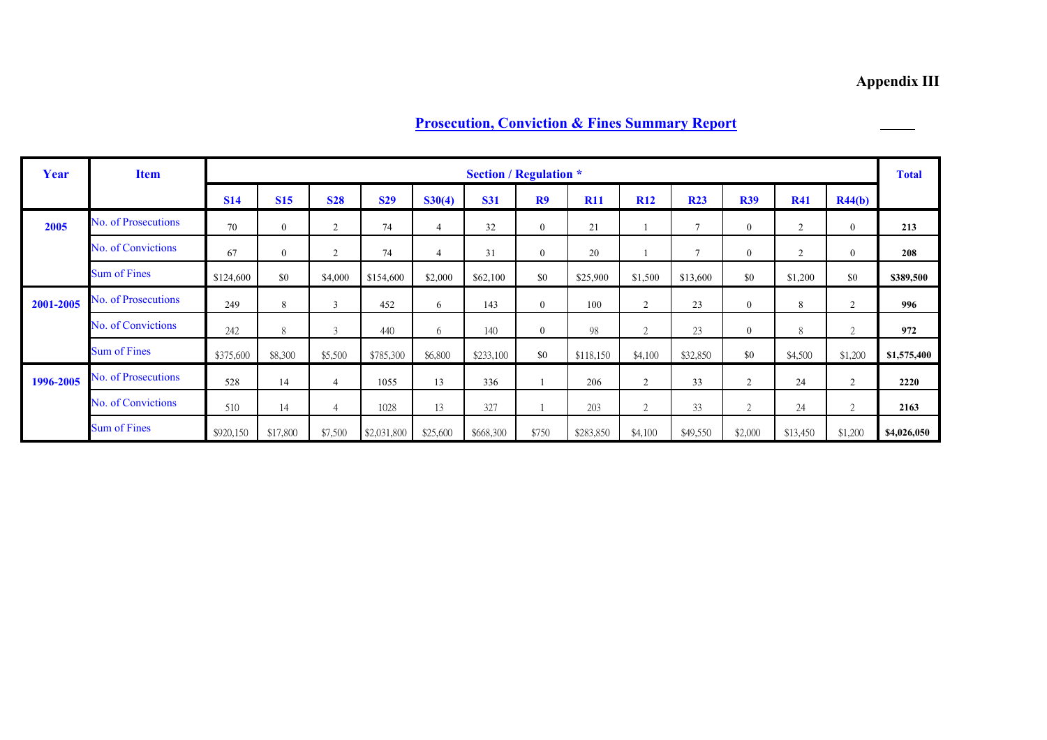**Appendix III**

## Prosecution, Conviction & Fines Summary Report

| Year | Item | Section / Regulation * | | | | | | | | | | | | | Total |
|---|---|---|---|---|---|---|---|---|---|---|---|---|---|---|---|
| | | S14 | S15 | S28 | S29 | S30(4) | S31 | R9 | R11 | R12 | R23 | R39 | R41 | R44(b) | |
| 2005 | No. of Prosecutions | 70 | 0 | 2 | 74 | 4 | 32 | 0 | 21 | 1 | 7 | 0 | 2 | 0 | 213 |
| | No. of Convictions | 67 | 0 | 2 | 74 | 4 | 31 | 0 | 20 | 1 | 7 | 0 | 2 | 0 | 208 |
| | Sum of Fines | $124,600 | $0 | $4,000 | $154,600 | $2,000 | $62,100 | $0 | $25,900 | $1,500 | $13,600 | $0 | $1,200 | $0 | $389,500 |
| 2001-2005 | No. of Prosecutions | 249 | 8 | 3 | 452 | 6 | 143 | 0 | 100 | 2 | 23 | 0 | 8 | 2 | 996 |
| | No. of Convictions | 242 | 8 | 3 | 440 | 6 | 140 | 0 | 98 | 2 | 23 | 0 | 8 | 2 | 972 |
| | Sum of Fines | $375,600 | $8,300 | $5,500 | $785,300 | $6,800 | $233,100 | $0 | $118,150 | $4,100 | $32,850 | $0 | $4,500 | $1,200 | $1,575,400 |
| 1996-2005 | No. of Prosecutions | 528 | 14 | 4 | 1055 | 13 | 336 | 1 | 206 | 2 | 33 | 2 | 24 | 2 | 2220 |
| | No. of Convictions | 510 | 14 | 4 | 1028 | 13 | 327 | 1 | 203 | 2 | 33 | 2 | 24 | 2 | 2163 |
| | Sum of Fines | $920,150 | $17,800 | $7,500 | $2,031,800 | $25,600 | $668,300 | $750 | $283,850 | $4,100 | $49,550 | $2,000 | $13,450 | $1,200 | $4,026,050 |